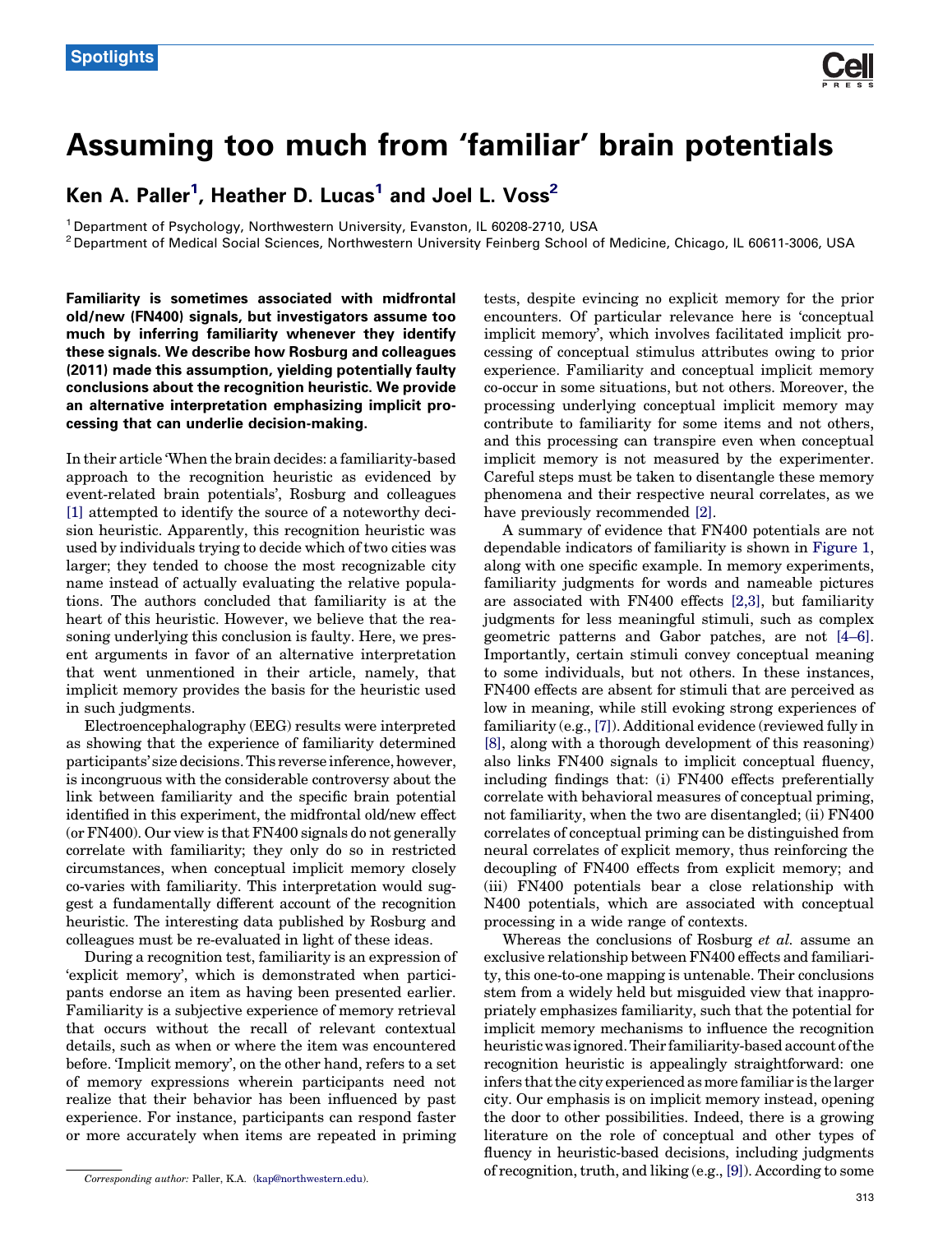Spotlights

# Assuming too much from 'familiar' brain potentials

**Ken A. Paller[1], Heather D. Lucas[1] and Joel L. Voss[2]**

[1] Department of Psychology, Northwestern University, Evanston, IL 60208-2710, USA
[2] Department of Medical Social Sciences, Northwestern University Feinberg School of Medicine, Chicago, IL 60611-3006, USA

**Familiarity is sometimes associated with midfrontal old/new (FN400) signals, but investigators assume too much by inferring familiarity whenever they identify these signals. We describe how Rosburg and colleagues (2011) made this assumption, yielding potentially faulty conclusions about the recognition heuristic. We provide an alternative interpretation emphasizing implicit processing that can underlie decision-making.**

In their article 'When the brain decides: a familiarity-based approach to the recognition heuristic as evidenced by event-related brain potentials', Rosburg and colleagues [1] attempted to identify the source of a noteworthy decision heuristic. Apparently, this recognition heuristic was used by individuals trying to decide which of two cities was larger; they tended to choose the most recognizable city name instead of actually evaluating the relative populations. The authors concluded that familiarity is at the heart of this heuristic. However, we believe that the reasoning underlying this conclusion is faulty. Here, we present arguments in favor of an alternative interpretation that went unmentioned in their article, namely, that implicit memory provides the basis for the heuristic used in such judgments.

Electroencephalography (EEG) results were interpreted as showing that the experience of familiarity determined participants' size decisions. This reverse inference, however, is incongruous with the considerable controversy about the link between familiarity and the specific brain potential identified in this experiment, the midfrontal old/new effect (or FN400). Our view is that FN400 signals do not generally correlate with familiarity; they only do so in restricted circumstances, when conceptual implicit memory closely co-varies with familiarity. This interpretation would suggest a fundamentally different account of the recognition heuristic. The interesting data published by Rosburg and colleagues must be re-evaluated in light of these ideas.

During a recognition test, familiarity is an expression of 'explicit memory', which is demonstrated when participants endorse an item as having been presented earlier. Familiarity is a subjective experience of memory retrieval that occurs without the recall of relevant contextual details, such as when or where the item was encountered before. 'Implicit memory', on the other hand, refers to a set of memory expressions wherein participants need not realize that their behavior has been influenced by past experience. For instance, participants can respond faster or more accurately when items are repeated in priming tests, despite evincing no explicit memory for the prior encounters. Of particular relevance here is 'conceptual implicit memory', which involves facilitated implicit processing of conceptual stimulus attributes owing to prior experience. Familiarity and conceptual implicit memory co-occur in some situations, but not others. Moreover, the processing underlying conceptual implicit memory may contribute to familiarity for some items and not others, and this processing can transpire even when conceptual implicit memory is not measured by the experimenter. Careful steps must be taken to disentangle these memory phenomena and their respective neural correlates, as we have previously recommended [2].

A summary of evidence that FN400 potentials are not dependable indicators of familiarity is shown in Figure 1, along with one specific example. In memory experiments, familiarity judgments for words and nameable pictures are associated with FN400 effects [2,3], but familiarity judgments for less meaningful stimuli, such as complex geometric patterns and Gabor patches, are not [4–6]. Importantly, certain stimuli convey conceptual meaning to some individuals, but not others. In these instances, FN400 effects are absent for stimuli that are perceived as low in meaning, while still evoking strong experiences of familiarity (e.g., [7]). Additional evidence (reviewed fully in [8], along with a thorough development of this reasoning) also links FN400 signals to implicit conceptual fluency, including findings that: (i) FN400 effects preferentially correlate with behavioral measures of conceptual priming, not familiarity, when the two are disentangled; (ii) FN400 correlates of conceptual priming can be distinguished from neural correlates of explicit memory, thus reinforcing the decoupling of FN400 effects from explicit memory; and (iii) FN400 potentials bear a close relationship with N400 potentials, which are associated with conceptual processing in a wide range of contexts.

Whereas the conclusions of Rosburg *et al.* assume an exclusive relationship between FN400 effects and familiarity, this one-to-one mapping is untenable. Their conclusions stem from a widely held but misguided view that inappropriately emphasizes familiarity, such that the potential for implicit memory mechanisms to influence the recognition heuristic was ignored. Their familiarity-based account of the recognition heuristic is appealingly straightforward: one infers that the city experienced as more familiar is the larger city. Our emphasis is on implicit memory instead, opening the door to other possibilities. Indeed, there is a growing literature on the role of conceptual and other types of fluency in heuristic-based decisions, including judgments of recognition, truth, and liking (e.g., [9]). According to some

*Corresponding author:* Paller, K.A. (kap@northwestern.edu).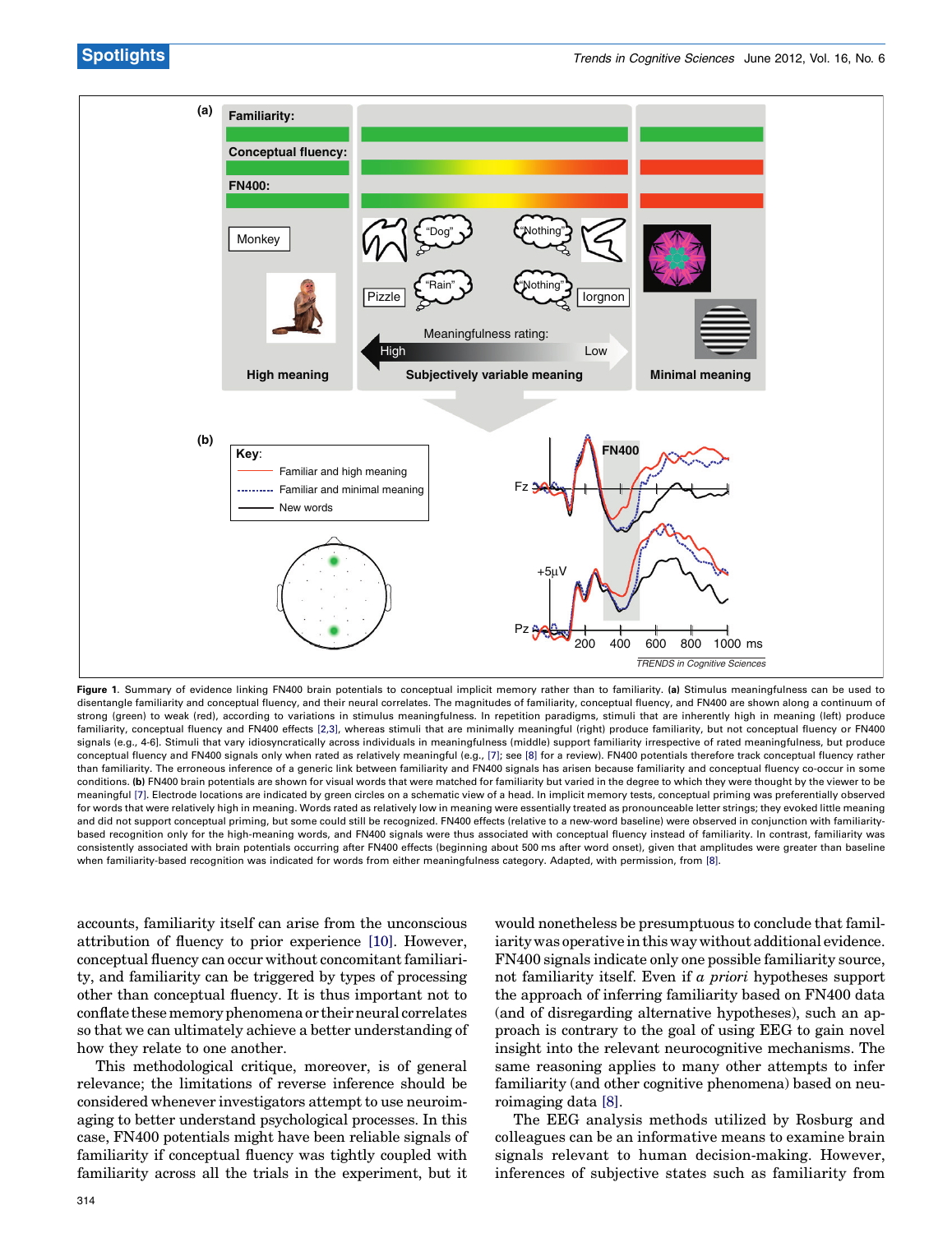Figure 1. Summary of evidence linking FN400 brain potentials to conceptual implicit memory rather than to familiarity. **(a)** Stimulus meaningfulness can be used to disentangle familiarity and conceptual fluency, and their neural correlates. The magnitudes of familiarity, conceptual fluency, and FN400 are shown along a continuum of strong (green) to weak (red), according to variations in stimulus meaningfulness. In repetition paradigms, stimuli that are inherently high in meaning (left) produce familiarity, conceptual fluency and FN400 effects [2,3], whereas stimuli that are minimally meaningful (right) produce familiarity, but not conceptual fluency or FN400 signals (e.g., 4-6]. Stimuli that vary idiosyncratically across individuals in meaningfulness (middle) support familiarity irrespective of rated meaningfulness, but produce conceptual fluency and FN400 signals only when rated as relatively meaningful (e.g., [7]; see [8] for a review). FN400 potentials therefore track conceptual fluency rather than familiarity. The erroneous inference of a generic link between familiarity and FN400 signals has arisen because familiarity and conceptual fluency co-occur in some conditions. **(b)** FN400 brain potentials are shown for visual words that were matched for familiarity but varied in the degree to which they were thought by the viewer to be meaningful [7]. Electrode locations are indicated by green circles on a schematic view of a head. In implicit memory tests, conceptual priming was preferentially observed for words that were relatively high in meaning. Words rated as relatively low in meaning were essentially treated as pronounceable letter strings; they evoked little meaning and did not support conceptual priming, but some could still be recognized. FN400 effects (relative to a new-word baseline) were observed in conjunction with familiarity-based recognition only for the high-meaning words, and FN400 signals were thus associated with conceptual fluency instead of familiarity. In contrast, familiarity was consistently associated with brain potentials occurring after FN400 effects (beginning about 500 ms after word onset), given that amplitudes were greater than baseline when familiarity-based recognition was indicated for words from either meaningfulness category. Adapted, with permission, from [8].

accounts, familiarity itself can arise from the unconscious attribution of fluency to prior experience [10]. However, conceptual fluency can occur without concomitant familiarity, and familiarity can be triggered by types of processing other than conceptual fluency. It is thus important not to conflate these memory phenomena or their neural correlates so that we can ultimately achieve a better understanding of how they relate to one another.

This methodological critique, moreover, is of general relevance; the limitations of reverse inference should be considered whenever investigators attempt to use neuroimaging to better understand psychological processes. In this case, FN400 potentials might have been reliable signals of familiarity if conceptual fluency was tightly coupled with familiarity across all the trials in the experiment, but it would nonetheless be presumptuous to conclude that familiarity was operative in this way without additional evidence. FN400 signals indicate only one possible familiarity source, not familiarity itself. Even if *a priori* hypotheses support the approach of inferring familiarity based on FN400 data (and of disregarding alternative hypotheses), such an approach is contrary to the goal of using EEG to gain novel insight into the relevant neurocognitive mechanisms. The same reasoning applies to many other attempts to infer familiarity (and other cognitive phenomena) based on neuroimaging data [8].

The EEG analysis methods utilized by Rosburg and colleagues can be an informative means to examine brain signals relevant to human decision-making. However, inferences of subjective states such as familiarity from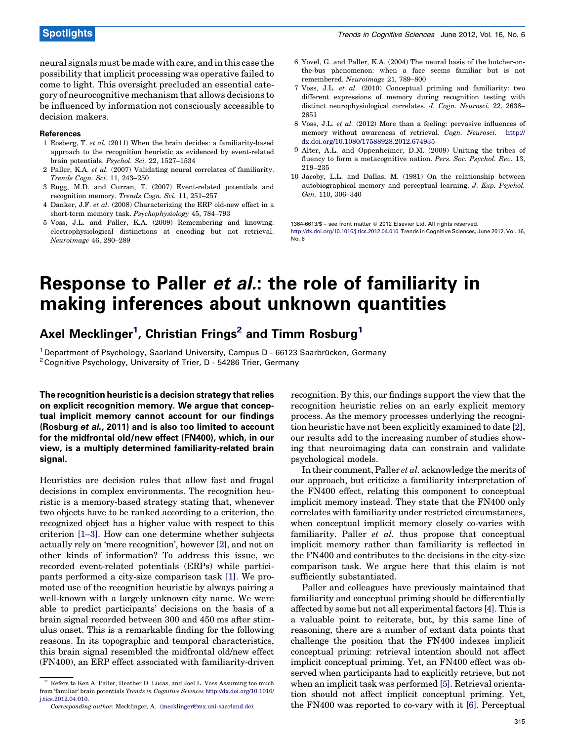neural signals must be made with care, and in this case the possibility that implicit processing was operative failed to come to light. This oversight precluded an essential category of neurocognitive mechanism that allows decisions to be influenced by information not consciously accessible to decision makers.

### References

1. Rosberg, T. *et al.* (2011) When the brain decides: a familiarity-based approach to the recognition heuristic as evidenced by event-related brain potentials. *Psychol. Sci.* 22, 1527–1534
2. Paller, K.A. *et al.* (2007) Validating neural correlates of familiarity. *Trends Cogn. Sci.* 11, 243–250
3. Rugg, M.D. and Curran, T. (2007) Event-related potentials and recognition memory. *Trends Cogn. Sci.* 11, 251–257
4. Danker, J.F. *et al.* (2008) Characterizing the ERP old-new effect in a short-term memory task. *Psychophysiology* 45, 784–793
5. Voss, J.L. and Paller, K.A. (2009) Remembering and knowing: electrophysiological distinctions at encoding but not retrieval. *Neuroimage* 46, 280–289
6. Yovel, G. and Paller, K.A. (2004) The neural basis of the butcher-on-the-bus phenomenon: when a face seems familiar but is not remembered. *Neuroimage* 21, 789–800
7. Voss, J.L. *et al.* (2010) Conceptual priming and familiarity: two different expressions of memory during recognition testing with distinct neurophysiological correlates. *J. Cogn. Neurosci.* 22, 2638–2651
8. Voss, J.L. *et al.* (2012) More than a feeling: pervasive influences of memory without awareness of retrieval. *Cogn. Neurosci.* http://dx.doi.org/10.1080/17588928.2012.674935
9. Alter, A.L. and Oppenheimer, D.M. (2009) Uniting the tribes of fluency to form a metacognitive nation. *Pers. Soc. Psychol. Rev.* 13, 219–235
10. Jacoby, L.L. and Dallas, M. (1981) On the relationship between autobiographical memory and perceptual learning. *J. Exp. Psychol. Gen.* 110, 306–340

1364-6613/$ – see front matter © 2012 Elsevier Ltd. All rights reserved.
http://dx.doi.org/10.1016/j.tics.2012.04.010 Trends in Cognitive Sciences, June 2012, Vol. 16, No. 6

# Response to Paller *et al.*: the role of familiarity in making inferences about unknown quantities

**Axel Mecklinger[1], Christian Frings[2] and Timm Rosburg[1]**

[1] Department of Psychology, Saarland University, Campus D - 66123 Saarbrücken, Germany
[2] Cognitive Psychology, University of Trier, D - 54286 Trier, Germany

**The recognition heuristic is a decision strategy that relies on explicit recognition memory. We argue that conceptual implicit memory cannot account for our findings (Rosburg *et al.*, 2011) and is also too limited to account for the midfrontal old/new effect (FN400), which, in our view, is a multiply determined familiarity-related brain signal.**

Heuristics are decision rules that allow fast and frugal decisions in complex environments. The recognition heuristic is a memory-based strategy stating that, whenever two objects have to be ranked according to a criterion, the recognized object has a higher value with respect to this criterion [1–3]. How can one determine whether subjects actually rely on 'mere recognition', however [2], and not on other kinds of information? To address this issue, we recorded event-related potentials (ERPs) while participants performed a city-size comparison task [1]. We promoted use of the recognition heuristic by always pairing a well-known with a largely unknown city name. We were able to predict participants' decisions on the basis of a brain signal recorded between 300 and 450 ms after stimulus onset. This is a remarkable finding for the following reasons. In its topographic and temporal characteristics, this brain signal resembled the midfrontal old/new effect (FN400), an ERP effect associated with familiarity-driven recognition. By this, our findings support the view that the recognition heuristic relies on an early explicit memory process. As the memory processes underlying the recognition heuristic have not been explicitly examined to date [2], our results add to the increasing number of studies showing that neuroimaging data can constrain and validate psychological models.

In their comment, Paller *et al.* acknowledge the merits of our approach, but criticize a familiarity interpretation of the FN400 effect, relating this component to conceptual implicit memory instead. They state that the FN400 only correlates with familiarity under restricted circumstances, when conceptual implicit memory closely co-varies with familiarity. Paller *et al.* thus propose that conceptual implicit memory rather than familiarity is reflected in the FN400 and contributes to the decisions in the city-size comparison task. We argue here that this claim is not sufficiently substantiated.

Paller and colleagues have previously maintained that familiarity and conceptual priming should be differentially affected by some but not all experimental factors [4]. This is a valuable point to reiterate, but, by this same line of reasoning, there are a number of extant data points that challenge the position that the FN400 indexes implicit conceptual priming: retrieval intention should not affect implicit conceptual priming. Yet, an FN400 effect was observed when participants had to explicitly retrieve, but not when an implicit task was performed [5]. Retrieval orientation should not affect implicit conceptual priming. Yet, the FN400 was reported to co-vary with it [6]. Perceptual

---

Refers to Ken A. Paller, Heather D. Lucas, and Joel L. Voss Assuming too much from 'familiar' brain potentials *Trends in Cognitive Sciences* http://dx.doi.org/10.1016/j.tics.2012.04.010.

*Corresponding author:* Mecklinger, A. (mecklinger@mx.uni-saarland.de).